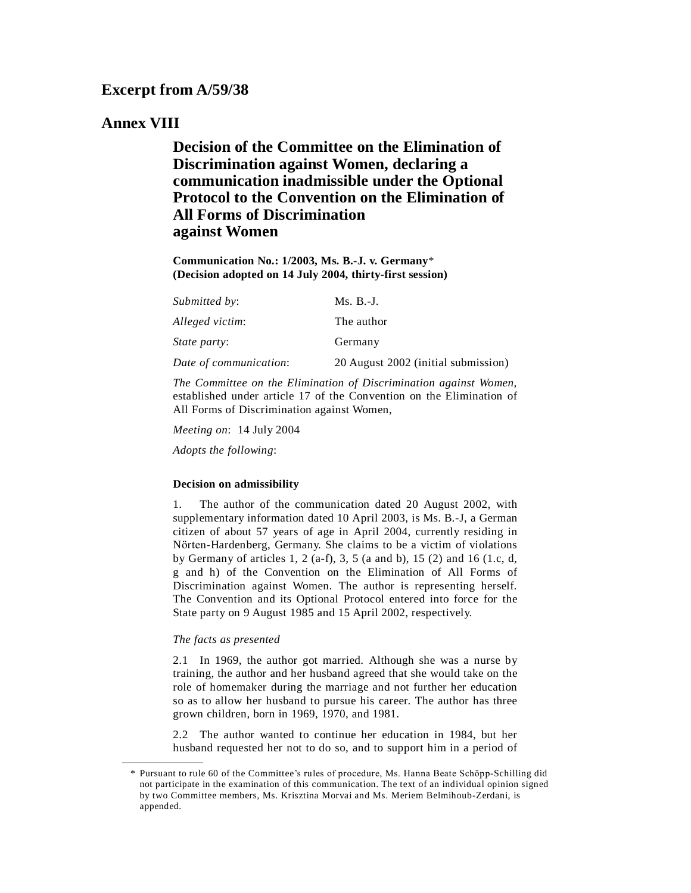# Excerpt from A/59/38

# Annex VIII

## Decision of the Committee on the Elimination of Discrimination against Women, declaring a communication inadmissible under the Optional Protocol to the Convention on the Elimination of All Forms of Discrimination against Women

**Communication No.: 1/2003, Ms. B.-J. v. Germany*
(Decision adopted on 14 July 2004, thirty-first session)**

| | |
|---|---|
| *Submitted by*: | Ms. B.-J. |
| *Alleged victim*: | The author |
| *State party*: | Germany |
| *Date of communication*: | 20 August 2002 (initial submission) |

*The Committee on the Elimination of Discrimination against Women*, established under article 17 of the Convention on the Elimination of All Forms of Discrimination against Women,

*Meeting on*: 14 July 2004

*Adopts the following*:

### Decision on admissibility

1. The author of the communication dated 20 August 2002, with supplementary information dated 10 April 2003, is Ms. B.-J, a German citizen of about 57 years of age in April 2004, currently residing in Nörten-Hardenberg, Germany. She claims to be a victim of violations by Germany of articles 1, 2 (a-f), 3, 5 (a and b), 15 (2) and 16 (1.c, d, g and h) of the Convention on the Elimination of All Forms of Discrimination against Women. The author is representing herself. The Convention and its Optional Protocol entered into force for the State party on 9 August 1985 and 15 April 2002, respectively.

*The facts as presented*

2.1 In 1969, the author got married. Although she was a nurse by training, the author and her husband agreed that she would take on the role of homemaker during the marriage and not further her education so as to allow her husband to pursue his career. The author has three grown children, born in 1969, 1970, and 1981.

2.2 The author wanted to continue her education in 1984, but her husband requested her not to do so, and to support him in a period of

---

* Pursuant to rule 60 of the Committee's rules of procedure, Ms. Hanna Beate Schöpp-Schilling did not participate in the examination of this communication. The text of an individual opinion signed by two Committee members, Ms. Krisztina Morvai and Ms. Meriem Belmihoub-Zerdani, is appended.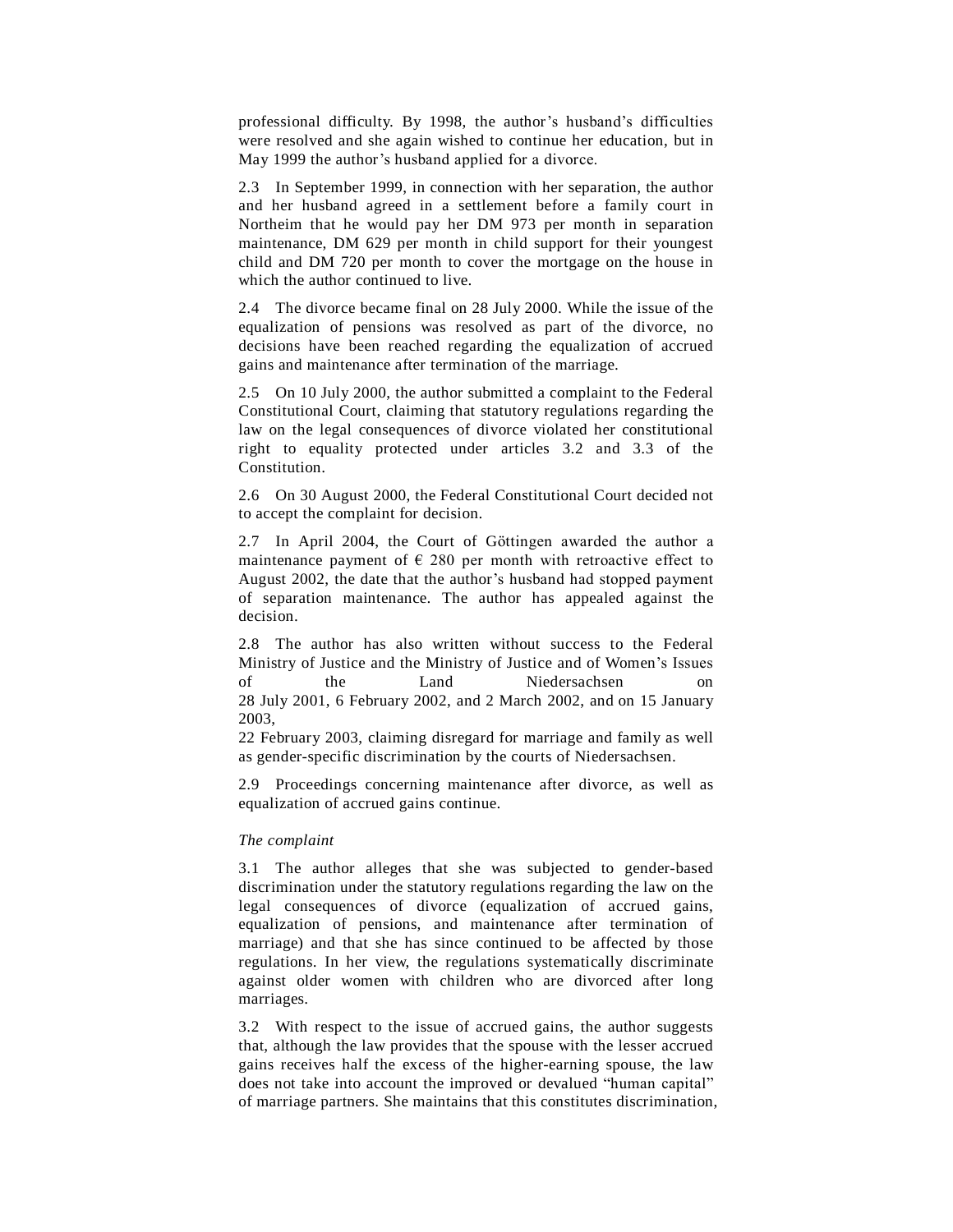professional difficulty. By 1998, the author's husband's difficulties were resolved and she again wished to continue her education, but in May 1999 the author's husband applied for a divorce.

2.3 In September 1999, in connection with her separation, the author and her husband agreed in a settlement before a family court in Northeim that he would pay her DM 973 per month in separation maintenance, DM 629 per month in child support for their youngest child and DM 720 per month to cover the mortgage on the house in which the author continued to live.

2.4 The divorce became final on 28 July 2000. While the issue of the equalization of pensions was resolved as part of the divorce, no decisions have been reached regarding the equalization of accrued gains and maintenance after termination of the marriage.

2.5 On 10 July 2000, the author submitted a complaint to the Federal Constitutional Court, claiming that statutory regulations regarding the law on the legal consequences of divorce violated her constitutional right to equality protected under articles 3.2 and 3.3 of the Constitution.

2.6 On 30 August 2000, the Federal Constitutional Court decided not to accept the complaint for decision.

2.7 In April 2004, the Court of Göttingen awarded the author a maintenance payment of € 280 per month with retroactive effect to August 2002, the date that the author's husband had stopped payment of separation maintenance. The author has appealed against the decision.

2.8 The author has also written without success to the Federal Ministry of Justice and the Ministry of Justice and of Women's Issues of the Land Niedersachsen on 28 July 2001, 6 February 2002, and 2 March 2002, and on 15 January 2003, 22 February 2003, claiming disregard for marriage and family as well as gender-specific discrimination by the courts of Niedersachsen.

2.9 Proceedings concerning maintenance after divorce, as well as equalization of accrued gains continue.

*The complaint*

3.1 The author alleges that she was subjected to gender-based discrimination under the statutory regulations regarding the law on the legal consequences of divorce (equalization of accrued gains, equalization of pensions, and maintenance after termination of marriage) and that she has since continued to be affected by those regulations. In her view, the regulations systematically discriminate against older women with children who are divorced after long marriages.

3.2 With respect to the issue of accrued gains, the author suggests that, although the law provides that the spouse with the lesser accrued gains receives half the excess of the higher-earning spouse, the law does not take into account the improved or devalued "human capital" of marriage partners. She maintains that this constitutes discrimination,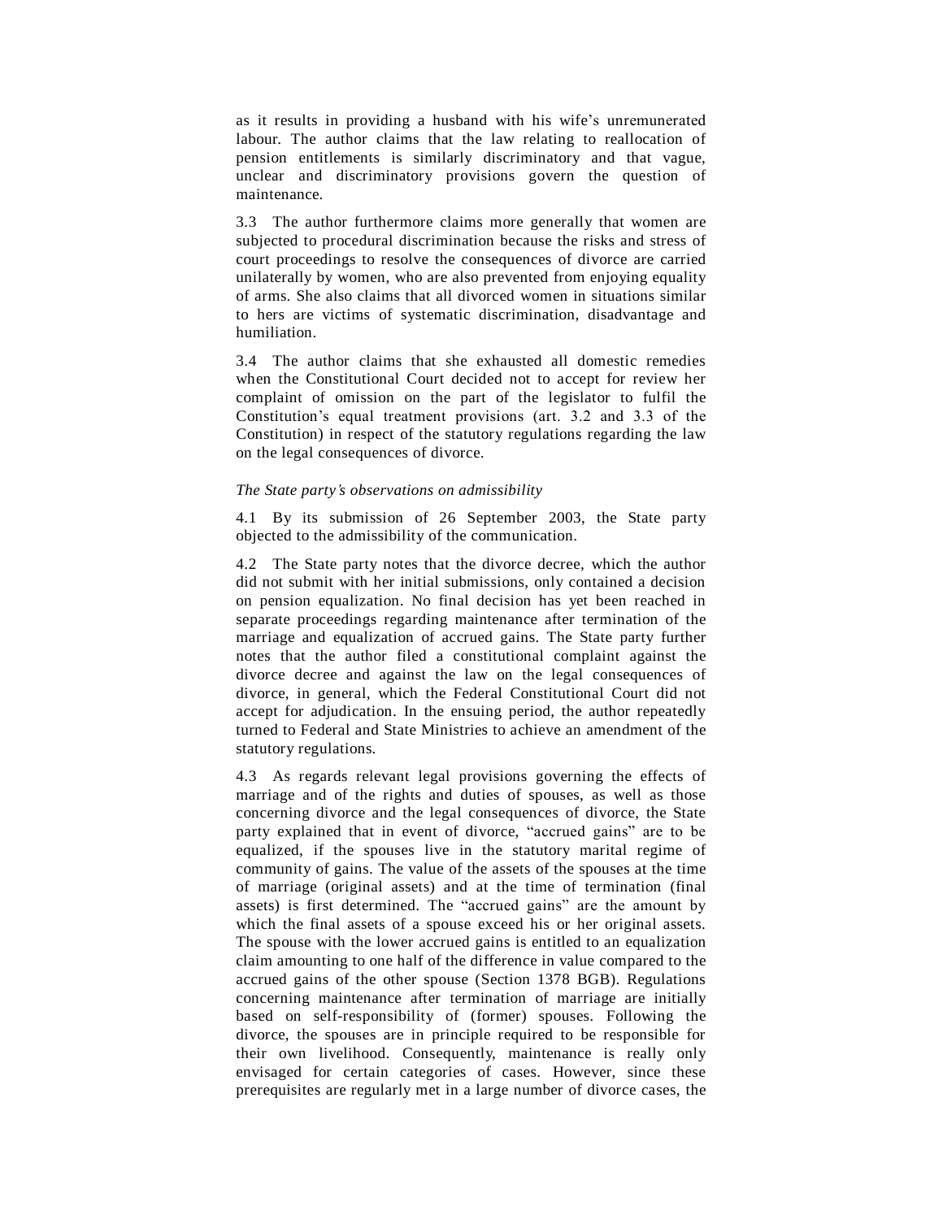as it results in providing a husband with his wife's unremunerated labour. The author claims that the law relating to reallocation of pension entitlements is similarly discriminatory and that vague, unclear and discriminatory provisions govern the question of maintenance.

3.3 The author furthermore claims more generally that women are subjected to procedural discrimination because the risks and stress of court proceedings to resolve the consequences of divorce are carried unilaterally by women, who are also prevented from enjoying equality of arms. She also claims that all divorced women in situations similar to hers are victims of systematic discrimination, disadvantage and humiliation.

3.4 The author claims that she exhausted all domestic remedies when the Constitutional Court decided not to accept for review her complaint of omission on the part of the legislator to fulfil the Constitution's equal treatment provisions (art. 3.2 and 3.3 of the Constitution) in respect of the statutory regulations regarding the law on the legal consequences of divorce.

*The State party's observations on admissibility*

4.1 By its submission of 26 September 2003, the State party objected to the admissibility of the communication.

4.2 The State party notes that the divorce decree, which the author did not submit with her initial submissions, only contained a decision on pension equalization. No final decision has yet been reached in separate proceedings regarding maintenance after termination of the marriage and equalization of accrued gains. The State party further notes that the author filed a constitutional complaint against the divorce decree and against the law on the legal consequences of divorce, in general, which the Federal Constitutional Court did not accept for adjudication. In the ensuing period, the author repeatedly turned to Federal and State Ministries to achieve an amendment of the statutory regulations.

4.3 As regards relevant legal provisions governing the effects of marriage and of the rights and duties of spouses, as well as those concerning divorce and the legal consequences of divorce, the State party explained that in event of divorce, "accrued gains" are to be equalized, if the spouses live in the statutory marital regime of community of gains. The value of the assets of the spouses at the time of marriage (original assets) and at the time of termination (final assets) is first determined. The "accrued gains" are the amount by which the final assets of a spouse exceed his or her original assets. The spouse with the lower accrued gains is entitled to an equalization claim amounting to one half of the difference in value compared to the accrued gains of the other spouse (Section 1378 BGB). Regulations concerning maintenance after termination of marriage are initially based on self-responsibility of (former) spouses. Following the divorce, the spouses are in principle required to be responsible for their own livelihood. Consequently, maintenance is really only envisaged for certain categories of cases. However, since these prerequisites are regularly met in a large number of divorce cases, the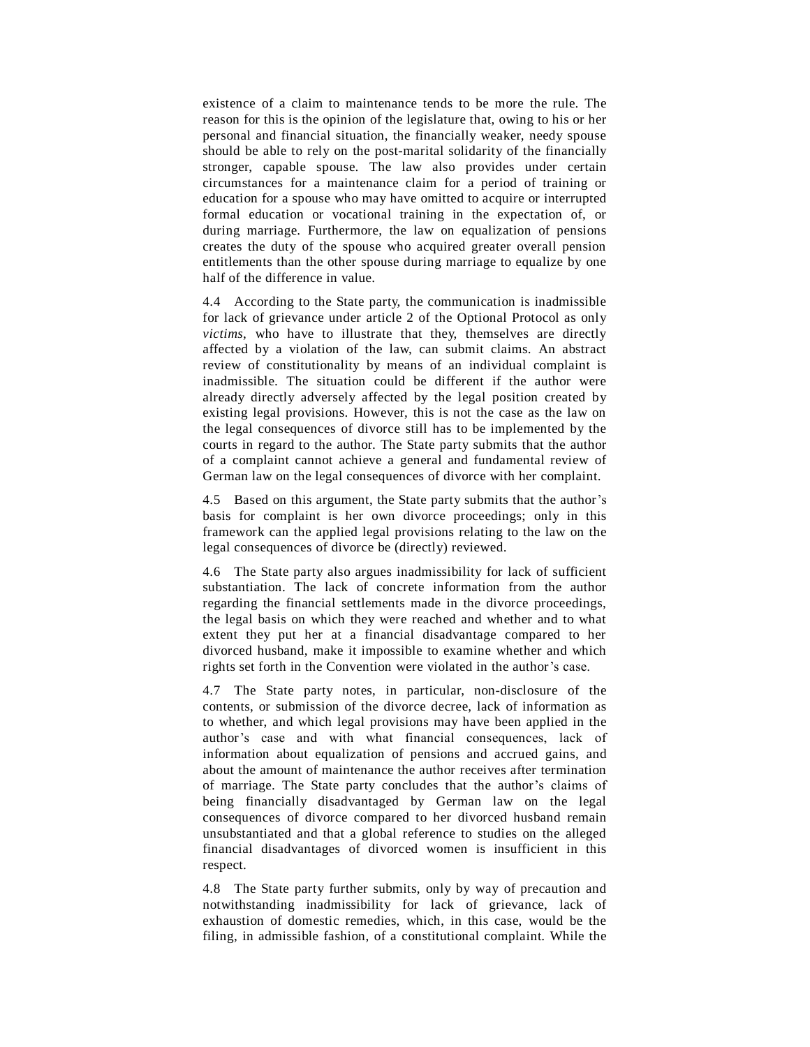existence of a claim to maintenance tends to be more the rule. The reason for this is the opinion of the legislature that, owing to his or her personal and financial situation, the financially weaker, needy spouse should be able to rely on the post-marital solidarity of the financially stronger, capable spouse. The law also provides under certain circumstances for a maintenance claim for a period of training or education for a spouse who may have omitted to acquire or interrupted formal education or vocational training in the expectation of, or during marriage. Furthermore, the law on equalization of pensions creates the duty of the spouse who acquired greater overall pension entitlements than the other spouse during marriage to equalize by one half of the difference in value.

4.4 According to the State party, the communication is inadmissible for lack of grievance under article 2 of the Optional Protocol as only *victims*, who have to illustrate that they, themselves are directly affected by a violation of the law, can submit claims. An abstract review of constitutionality by means of an individual complaint is inadmissible. The situation could be different if the author were already directly adversely affected by the legal position created by existing legal provisions. However, this is not the case as the law on the legal consequences of divorce still has to be implemented by the courts in regard to the author. The State party submits that the author of a complaint cannot achieve a general and fundamental review of German law on the legal consequences of divorce with her complaint.

4.5 Based on this argument, the State party submits that the author's basis for complaint is her own divorce proceedings; only in this framework can the applied legal provisions relating to the law on the legal consequences of divorce be (directly) reviewed.

4.6 The State party also argues inadmissibility for lack of sufficient substantiation. The lack of concrete information from the author regarding the financial settlements made in the divorce proceedings, the legal basis on which they were reached and whether and to what extent they put her at a financial disadvantage compared to her divorced husband, make it impossible to examine whether and which rights set forth in the Convention were violated in the author's case.

4.7 The State party notes, in particular, non-disclosure of the contents, or submission of the divorce decree, lack of information as to whether, and which legal provisions may have been applied in the author's case and with what financial consequences, lack of information about equalization of pensions and accrued gains, and about the amount of maintenance the author receives after termination of marriage. The State party concludes that the author's claims of being financially disadvantaged by German law on the legal consequences of divorce compared to her divorced husband remain unsubstantiated and that a global reference to studies on the alleged financial disadvantages of divorced women is insufficient in this respect.

4.8 The State party further submits, only by way of precaution and notwithstanding inadmissibility for lack of grievance, lack of exhaustion of domestic remedies, which, in this case, would be the filing, in admissible fashion, of a constitutional complaint. While the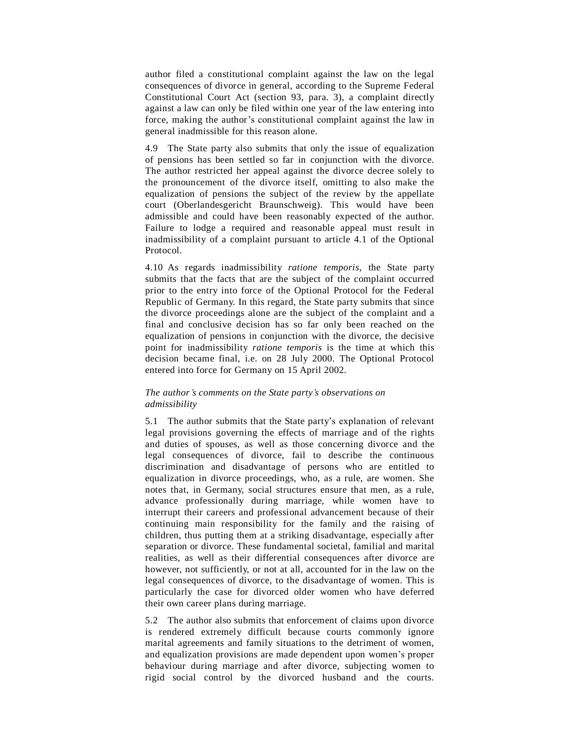author filed a constitutional complaint against the law on the legal consequences of divorce in general, according to the Supreme Federal Constitutional Court Act (section 93, para. 3), a complaint directly against a law can only be filed within one year of the law entering into force, making the author's constitutional complaint against the law in general inadmissible for this reason alone.

4.9 The State party also submits that only the issue of equalization of pensions has been settled so far in conjunction with the divorce. The author restricted her appeal against the divorce decree solely to the pronouncement of the divorce itself, omitting to also make the equalization of pensions the subject of the review by the appellate court (Oberlandesgericht Braunschweig). This would have been admissible and could have been reasonably expected of the author. Failure to lodge a required and reasonable appeal must result in inadmissibility of a complaint pursuant to article 4.1 of the Optional Protocol.

4.10 As regards inadmissibility *ratione temporis*, the State party submits that the facts that are the subject of the complaint occurred prior to the entry into force of the Optional Protocol for the Federal Republic of Germany. In this regard, the State party submits that since the divorce proceedings alone are the subject of the complaint and a final and conclusive decision has so far only been reached on the equalization of pensions in conjunction with the divorce, the decisive point for inadmissibility *ratione temporis* is the time at which this decision became final, i.e. on 28 July 2000. The Optional Protocol entered into force for Germany on 15 April 2002.

*The author's comments on the State party's observations on admissibility*

5.1 The author submits that the State party's explanation of relevant legal provisions governing the effects of marriage and of the rights and duties of spouses, as well as those concerning divorce and the legal consequences of divorce, fail to describe the continuous discrimination and disadvantage of persons who are entitled to equalization in divorce proceedings, who, as a rule, are women. She notes that, in Germany, social structures ensure that men, as a rule, advance professionally during marriage, while women have to interrupt their careers and professional advancement because of their continuing main responsibility for the family and the raising of children, thus putting them at a striking disadvantage, especially after separation or divorce. These fundamental societal, familial and marital realities, as well as their differential consequences after divorce are however, not sufficiently, or not at all, accounted for in the law on the legal consequences of divorce, to the disadvantage of women. This is particularly the case for divorced older women who have deferred their own career plans during marriage.

5.2 The author also submits that enforcement of claims upon divorce is rendered extremely difficult because courts commonly ignore marital agreements and family situations to the detriment of women, and equalization provisions are made dependent upon women's proper behaviour during marriage and after divorce, subjecting women to rigid social control by the divorced husband and the courts.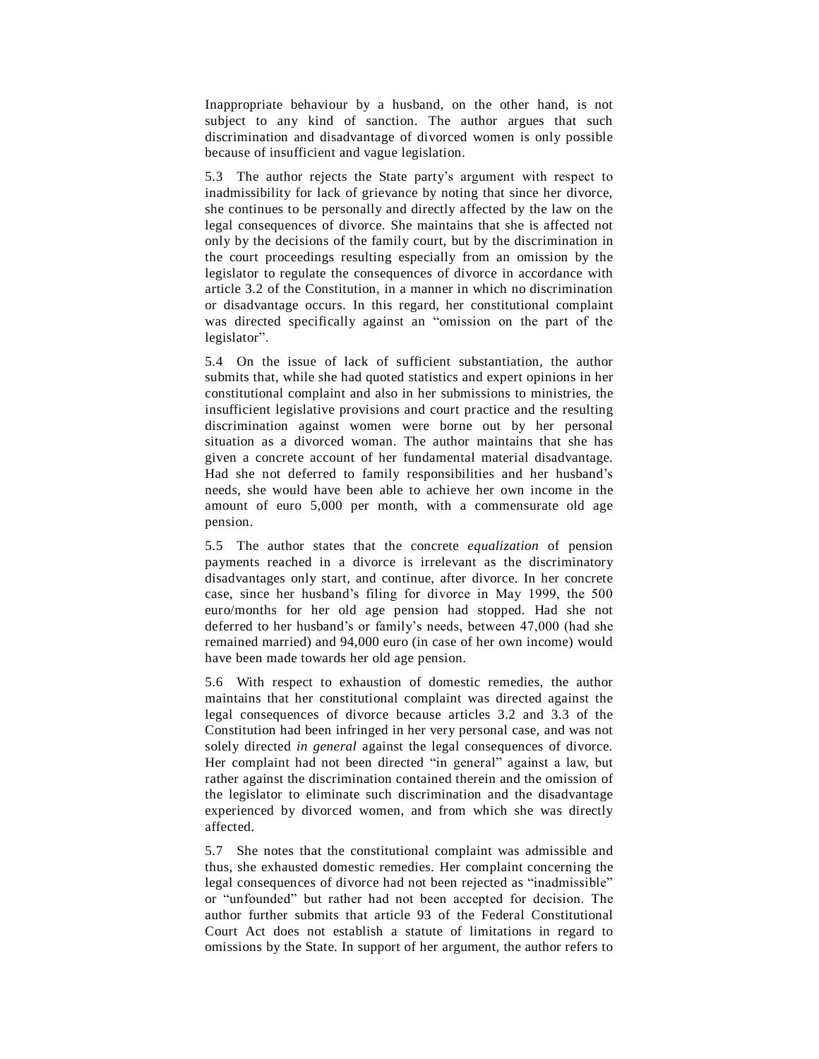Inappropriate behaviour by a husband, on the other hand, is not subject to any kind of sanction. The author argues that such discrimination and disadvantage of divorced women is only possible because of insufficient and vague legislation.

5.3 The author rejects the State party's argument with respect to inadmissibility for lack of grievance by noting that since her divorce, she continues to be personally and directly affected by the law on the legal consequences of divorce. She maintains that she is affected not only by the decisions of the family court, but by the discrimination in the court proceedings resulting especially from an omission by the legislator to regulate the consequences of divorce in accordance with article 3.2 of the Constitution, in a manner in which no discrimination or disadvantage occurs. In this regard, her constitutional complaint was directed specifically against an "omission on the part of the legislator".

5.4 On the issue of lack of sufficient substantiation, the author submits that, while she had quoted statistics and expert opinions in her constitutional complaint and also in her submissions to ministries, the insufficient legislative provisions and court practice and the resulting discrimination against women were borne out by her personal situation as a divorced woman. The author maintains that she has given a concrete account of her fundamental material disadvantage. Had she not deferred to family responsibilities and her husband's needs, she would have been able to achieve her own income in the amount of euro 5,000 per month, with a commensurate old age pension.

5.5 The author states that the concrete *equalization* of pension payments reached in a divorce is irrelevant as the discriminatory disadvantages only start, and continue, after divorce. In her concrete case, since her husband's filing for divorce in May 1999, the 500 euro/months for her old age pension had stopped. Had she not deferred to her husband's or family's needs, between 47,000 (had she remained married) and 94,000 euro (in case of her own income) would have been made towards her old age pension.

5.6 With respect to exhaustion of domestic remedies, the author maintains that her constitutional complaint was directed against the legal consequences of divorce because articles 3.2 and 3.3 of the Constitution had been infringed in her very personal case, and was not solely directed *in general* against the legal consequences of divorce. Her complaint had not been directed "in general" against a law, but rather against the discrimination contained therein and the omission of the legislator to eliminate such discrimination and the disadvantage experienced by divorced women, and from which she was directly affected.

5.7 She notes that the constitutional complaint was admissible and thus, she exhausted domestic remedies. Her complaint concerning the legal consequences of divorce had not been rejected as "inadmissible" or "unfounded" but rather had not been accepted for decision. The author further submits that article 93 of the Federal Constitutional Court Act does not establish a statute of limitations in regard to omissions by the State. In support of her argument, the author refers to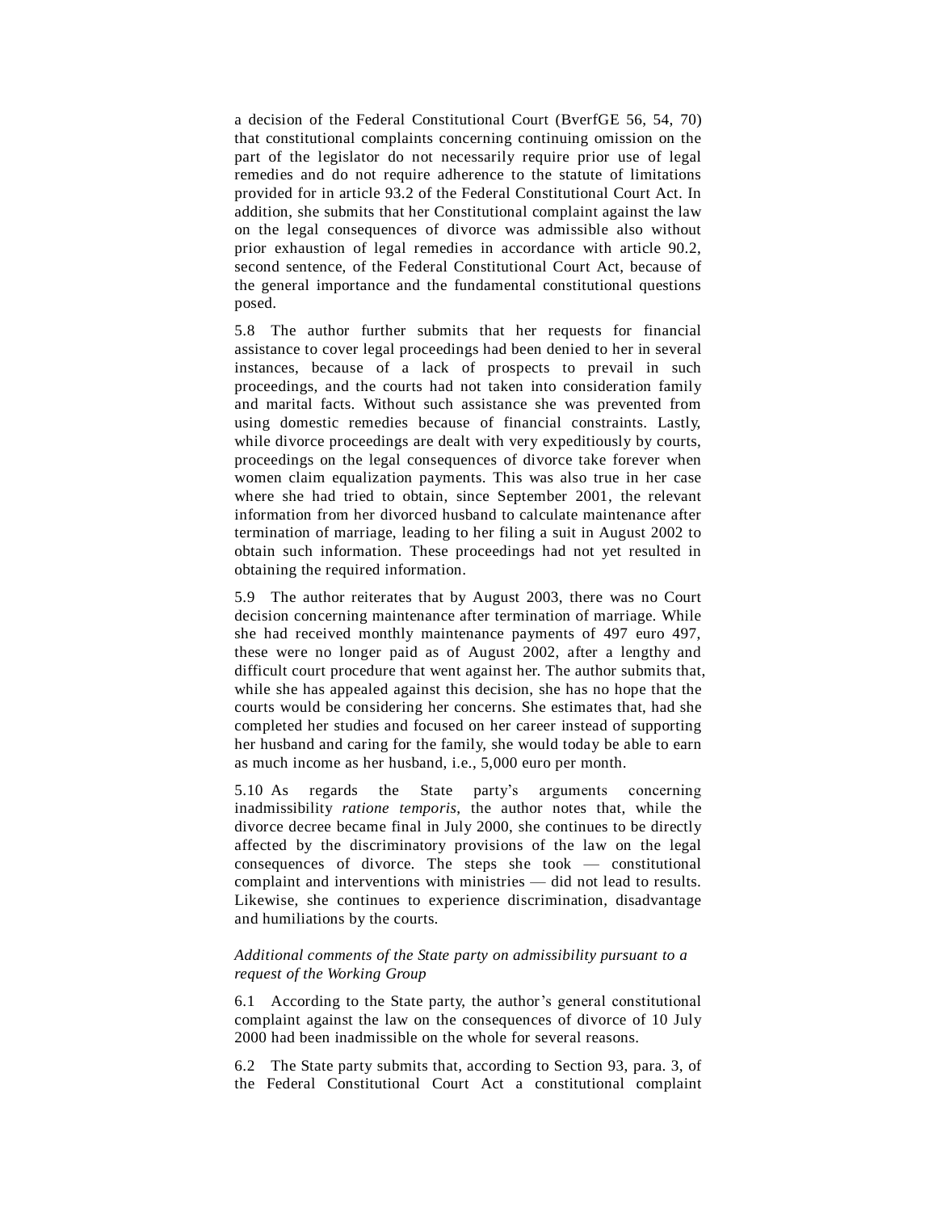a decision of the Federal Constitutional Court (BverfGE 56, 54, 70) that constitutional complaints concerning continuing omission on the part of the legislator do not necessarily require prior use of legal remedies and do not require adherence to the statute of limitations provided for in article 93.2 of the Federal Constitutional Court Act. In addition, she submits that her Constitutional complaint against the law on the legal consequences of divorce was admissible also without prior exhaustion of legal remedies in accordance with article 90.2, second sentence, of the Federal Constitutional Court Act, because of the general importance and the fundamental constitutional questions posed.

5.8 The author further submits that her requests for financial assistance to cover legal proceedings had been denied to her in several instances, because of a lack of prospects to prevail in such proceedings, and the courts had not taken into consideration family and marital facts. Without such assistance she was prevented from using domestic remedies because of financial constraints. Lastly, while divorce proceedings are dealt with very expeditiously by courts, proceedings on the legal consequences of divorce take forever when women claim equalization payments. This was also true in her case where she had tried to obtain, since September 2001, the relevant information from her divorced husband to calculate maintenance after termination of marriage, leading to her filing a suit in August 2002 to obtain such information. These proceedings had not yet resulted in obtaining the required information.

5.9 The author reiterates that by August 2003, there was no Court decision concerning maintenance after termination of marriage. While she had received monthly maintenance payments of 497 euro 497, these were no longer paid as of August 2002, after a lengthy and difficult court procedure that went against her. The author submits that, while she has appealed against this decision, she has no hope that the courts would be considering her concerns. She estimates that, had she completed her studies and focused on her career instead of supporting her husband and caring for the family, she would today be able to earn as much income as her husband, i.e., 5,000 euro per month.

5.10 As regards the State party's arguments concerning inadmissibility *ratione temporis*, the author notes that, while the divorce decree became final in July 2000, she continues to be directly affected by the discriminatory provisions of the law on the legal consequences of divorce. The steps she took — constitutional complaint and interventions with ministries — did not lead to results. Likewise, she continues to experience discrimination, disadvantage and humiliations by the courts.

*Additional comments of the State party on admissibility pursuant to a request of the Working Group*

6.1 According to the State party, the author's general constitutional complaint against the law on the consequences of divorce of 10 July 2000 had been inadmissible on the whole for several reasons.

6.2 The State party submits that, according to Section 93, para. 3, of the Federal Constitutional Court Act a constitutional complaint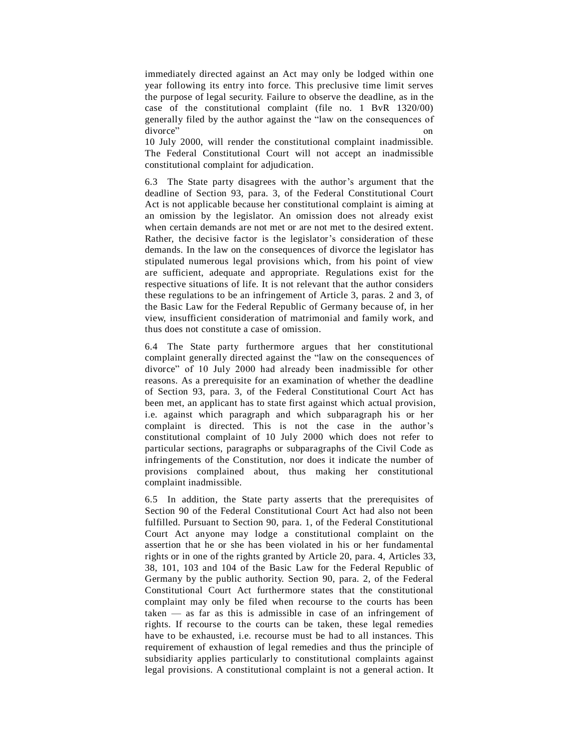immediately directed against an Act may only be lodged within one year following its entry into force. This preclusive time limit serves the purpose of legal security. Failure to observe the deadline, as in the case of the constitutional complaint (file no. 1 BvR 1320/00) generally filed by the author against the "law on the consequences of divorce" on 10 July 2000, will render the constitutional complaint inadmissible. The Federal Constitutional Court will not accept an inadmissible constitutional complaint for adjudication.

6.3 The State party disagrees with the author's argument that the deadline of Section 93, para. 3, of the Federal Constitutional Court Act is not applicable because her constitutional complaint is aiming at an omission by the legislator. An omission does not already exist when certain demands are not met or are not met to the desired extent. Rather, the decisive factor is the legislator's consideration of these demands. In the law on the consequences of divorce the legislator has stipulated numerous legal provisions which, from his point of view are sufficient, adequate and appropriate. Regulations exist for the respective situations of life. It is not relevant that the author considers these regulations to be an infringement of Article 3, paras. 2 and 3, of the Basic Law for the Federal Republic of Germany because of, in her view, insufficient consideration of matrimonial and family work, and thus does not constitute a case of omission.

6.4 The State party furthermore argues that her constitutional complaint generally directed against the "law on the consequences of divorce" of 10 July 2000 had already been inadmissible for other reasons. As a prerequisite for an examination of whether the deadline of Section 93, para. 3, of the Federal Constitutional Court Act has been met, an applicant has to state first against which actual provision, i.e. against which paragraph and which subparagraph his or her complaint is directed. This is not the case in the author's constitutional complaint of 10 July 2000 which does not refer to particular sections, paragraphs or subparagraphs of the Civil Code as infringements of the Constitution, nor does it indicate the number of provisions complained about, thus making her constitutional complaint inadmissible.

6.5 In addition, the State party asserts that the prerequisites of Section 90 of the Federal Constitutional Court Act had also not been fulfilled. Pursuant to Section 90, para. 1, of the Federal Constitutional Court Act anyone may lodge a constitutional complaint on the assertion that he or she has been violated in his or her fundamental rights or in one of the rights granted by Article 20, para. 4, Articles 33, 38, 101, 103 and 104 of the Basic Law for the Federal Republic of Germany by the public authority. Section 90, para. 2, of the Federal Constitutional Court Act furthermore states that the constitutional complaint may only be filed when recourse to the courts has been taken — as far as this is admissible in case of an infringement of rights. If recourse to the courts can be taken, these legal remedies have to be exhausted, i.e. recourse must be had to all instances. This requirement of exhaustion of legal remedies and thus the principle of subsidiarity applies particularly to constitutional complaints against legal provisions. A constitutional complaint is not a general action. It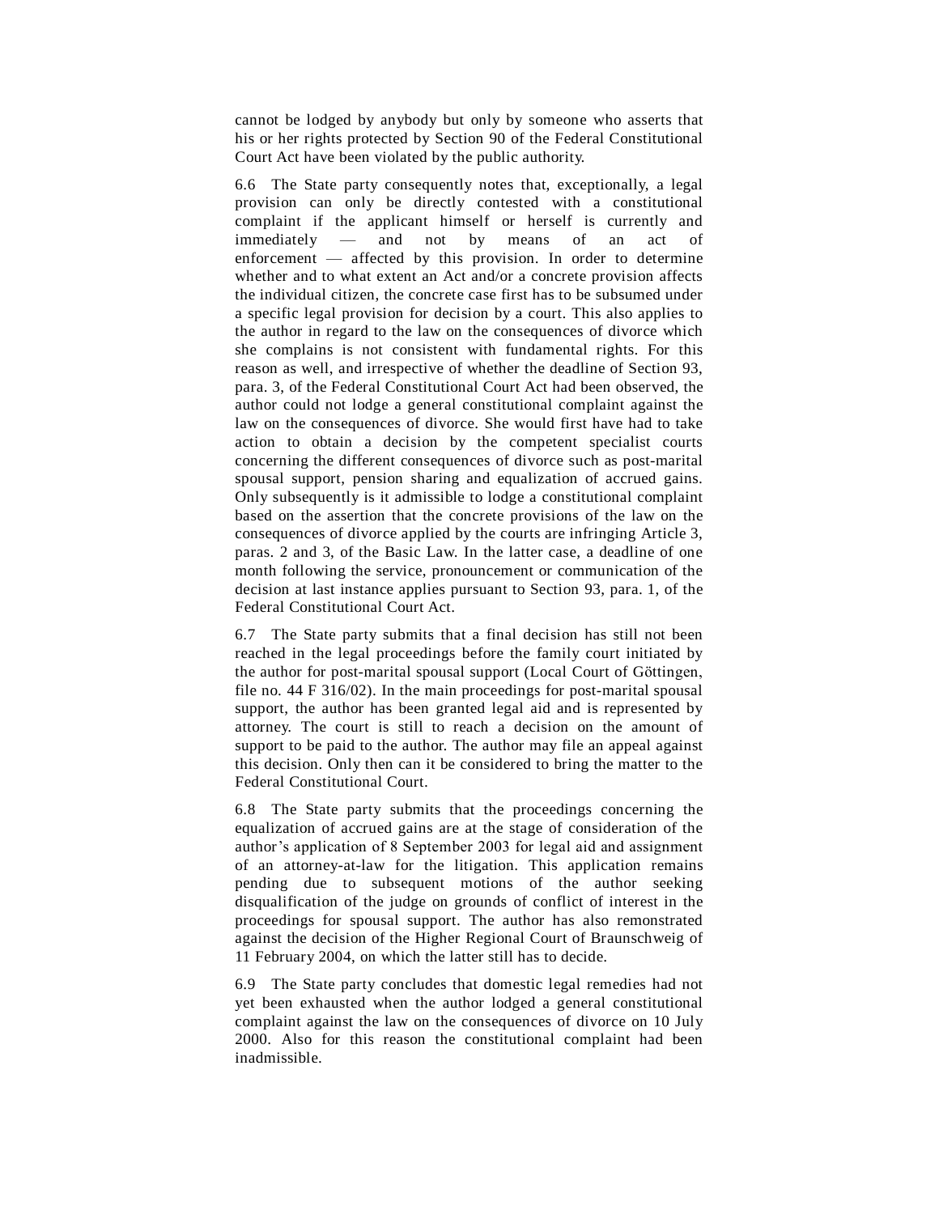cannot be lodged by anybody but only by someone who asserts that his or her rights protected by Section 90 of the Federal Constitutional Court Act have been violated by the public authority.

6.6 The State party consequently notes that, exceptionally, a legal provision can only be directly contested with a constitutional complaint if the applicant himself or herself is currently and immediately — and not by means of an act of enforcement — affected by this provision. In order to determine whether and to what extent an Act and/or a concrete provision affects the individual citizen, the concrete case first has to be subsumed under a specific legal provision for decision by a court. This also applies to the author in regard to the law on the consequences of divorce which she complains is not consistent with fundamental rights. For this reason as well, and irrespective of whether the deadline of Section 93, para. 3, of the Federal Constitutional Court Act had been observed, the author could not lodge a general constitutional complaint against the law on the consequences of divorce. She would first have had to take action to obtain a decision by the competent specialist courts concerning the different consequences of divorce such as post-marital spousal support, pension sharing and equalization of accrued gains. Only subsequently is it admissible to lodge a constitutional complaint based on the assertion that the concrete provisions of the law on the consequences of divorce applied by the courts are infringing Article 3, paras. 2 and 3, of the Basic Law. In the latter case, a deadline of one month following the service, pronouncement or communication of the decision at last instance applies pursuant to Section 93, para. 1, of the Federal Constitutional Court Act.

6.7 The State party submits that a final decision has still not been reached in the legal proceedings before the family court initiated by the author for post-marital spousal support (Local Court of Göttingen, file no. 44 F 316/02). In the main proceedings for post-marital spousal support, the author has been granted legal aid and is represented by attorney. The court is still to reach a decision on the amount of support to be paid to the author. The author may file an appeal against this decision. Only then can it be considered to bring the matter to the Federal Constitutional Court.

6.8 The State party submits that the proceedings concerning the equalization of accrued gains are at the stage of consideration of the author's application of 8 September 2003 for legal aid and assignment of an attorney-at-law for the litigation. This application remains pending due to subsequent motions of the author seeking disqualification of the judge on grounds of conflict of interest in the proceedings for spousal support. The author has also remonstrated against the decision of the Higher Regional Court of Braunschweig of 11 February 2004, on which the latter still has to decide.

6.9 The State party concludes that domestic legal remedies had not yet been exhausted when the author lodged a general constitutional complaint against the law on the consequences of divorce on 10 July 2000. Also for this reason the constitutional complaint had been inadmissible.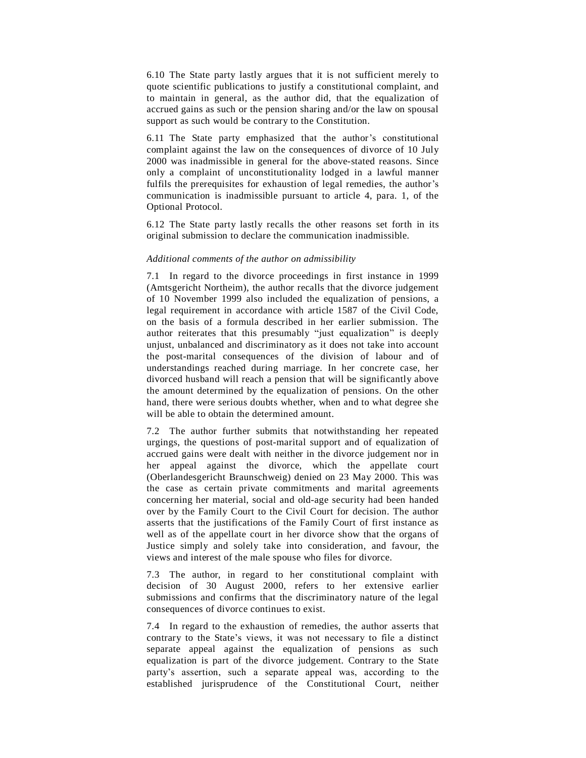6.10 The State party lastly argues that it is not sufficient merely to quote scientific publications to justify a constitutional complaint, and to maintain in general, as the author did, that the equalization of accrued gains as such or the pension sharing and/or the law on spousal support as such would be contrary to the Constitution.

6.11 The State party emphasized that the author's constitutional complaint against the law on the consequences of divorce of 10 July 2000 was inadmissible in general for the above-stated reasons. Since only a complaint of unconstitutionality lodged in a lawful manner fulfils the prerequisites for exhaustion of legal remedies, the author's communication is inadmissible pursuant to article 4, para. 1, of the Optional Protocol.

6.12 The State party lastly recalls the other reasons set forth in its original submission to declare the communication inadmissible.

*Additional comments of the author on admissibility*

7.1 In regard to the divorce proceedings in first instance in 1999 (Amtsgericht Northeim), the author recalls that the divorce judgement of 10 November 1999 also included the equalization of pensions, a legal requirement in accordance with article 1587 of the Civil Code, on the basis of a formula described in her earlier submission. The author reiterates that this presumably "just equalization" is deeply unjust, unbalanced and discriminatory as it does not take into account the post-marital consequences of the division of labour and of understandings reached during marriage. In her concrete case, her divorced husband will reach a pension that will be significantly above the amount determined by the equalization of pensions. On the other hand, there were serious doubts whether, when and to what degree she will be able to obtain the determined amount.

7.2 The author further submits that notwithstanding her repeated urgings, the questions of post-marital support and of equalization of accrued gains were dealt with neither in the divorce judgement nor in her appeal against the divorce, which the appellate court (Oberlandesgericht Braunschweig) denied on 23 May 2000. This was the case as certain private commitments and marital agreements concerning her material, social and old-age security had been handed over by the Family Court to the Civil Court for decision. The author asserts that the justifications of the Family Court of first instance as well as of the appellate court in her divorce show that the organs of Justice simply and solely take into consideration, and favour, the views and interest of the male spouse who files for divorce.

7.3 The author, in regard to her constitutional complaint with decision of 30 August 2000, refers to her extensive earlier submissions and confirms that the discriminatory nature of the legal consequences of divorce continues to exist.

7.4 In regard to the exhaustion of remedies, the author asserts that contrary to the State's views, it was not necessary to file a distinct separate appeal against the equalization of pensions as such equalization is part of the divorce judgement. Contrary to the State party's assertion, such a separate appeal was, according to the established jurisprudence of the Constitutional Court, neither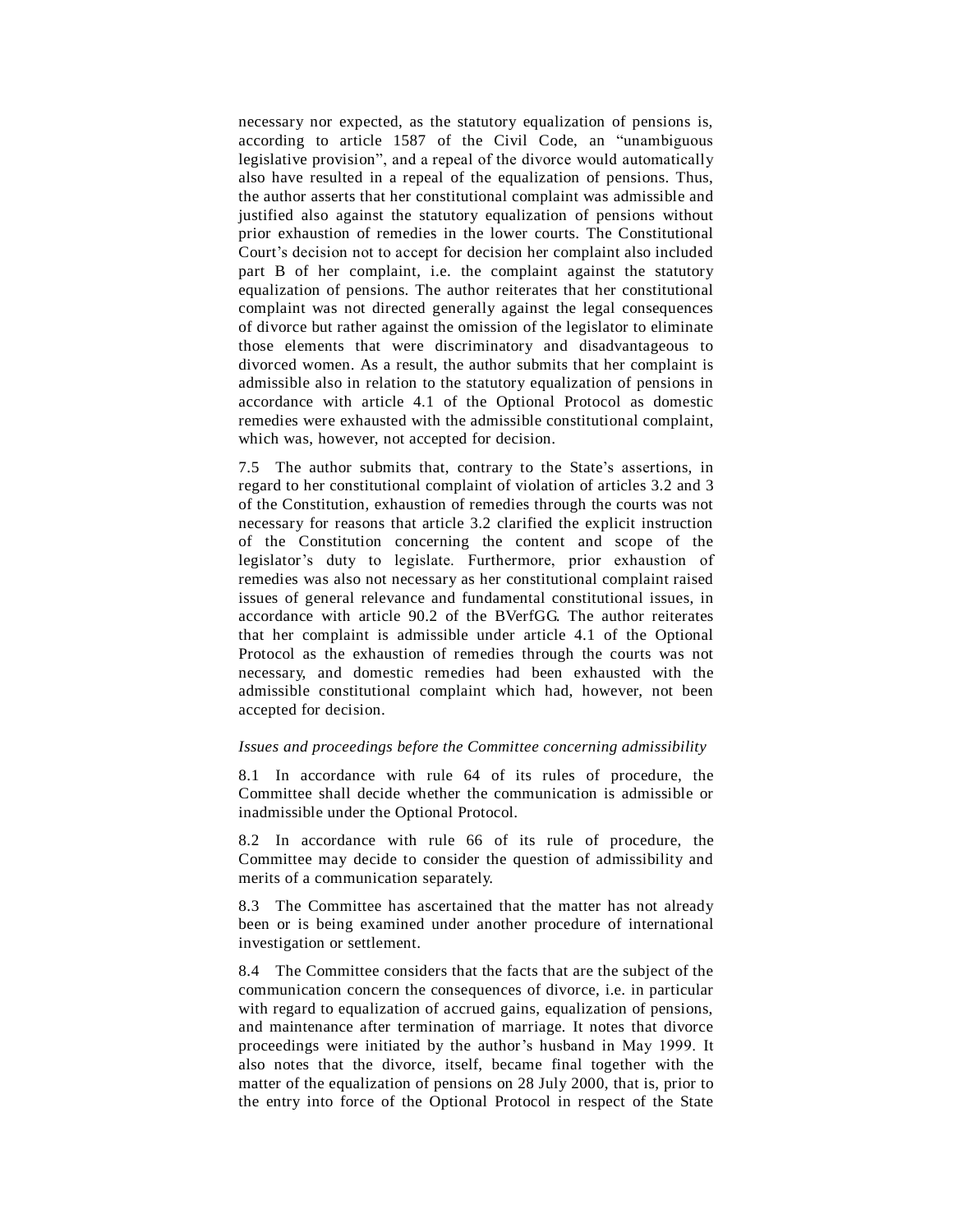necessary nor expected, as the statutory equalization of pensions is, according to article 1587 of the Civil Code, an "unambiguous legislative provision", and a repeal of the divorce would automatically also have resulted in a repeal of the equalization of pensions. Thus, the author asserts that her constitutional complaint was admissible and justified also against the statutory equalization of pensions without prior exhaustion of remedies in the lower courts. The Constitutional Court's decision not to accept for decision her complaint also included part B of her complaint, i.e. the complaint against the statutory equalization of pensions. The author reiterates that her constitutional complaint was not directed generally against the legal consequences of divorce but rather against the omission of the legislator to eliminate those elements that were discriminatory and disadvantageous to divorced women. As a result, the author submits that her complaint is admissible also in relation to the statutory equalization of pensions in accordance with article 4.1 of the Optional Protocol as domestic remedies were exhausted with the admissible constitutional complaint, which was, however, not accepted for decision.

7.5 The author submits that, contrary to the State's assertions, in regard to her constitutional complaint of violation of articles 3.2 and 3 of the Constitution, exhaustion of remedies through the courts was not necessary for reasons that article 3.2 clarified the explicit instruction of the Constitution concerning the content and scope of the legislator's duty to legislate. Furthermore, prior exhaustion of remedies was also not necessary as her constitutional complaint raised issues of general relevance and fundamental constitutional issues, in accordance with article 90.2 of the BVerfGG. The author reiterates that her complaint is admissible under article 4.1 of the Optional Protocol as the exhaustion of remedies through the courts was not necessary, and domestic remedies had been exhausted with the admissible constitutional complaint which had, however, not been accepted for decision.

*Issues and proceedings before the Committee concerning admissibility*

8.1 In accordance with rule 64 of its rules of procedure, the Committee shall decide whether the communication is admissible or inadmissible under the Optional Protocol.

8.2 In accordance with rule 66 of its rule of procedure, the Committee may decide to consider the question of admissibility and merits of a communication separately.

8.3 The Committee has ascertained that the matter has not already been or is being examined under another procedure of international investigation or settlement.

8.4 The Committee considers that the facts that are the subject of the communication concern the consequences of divorce, i.e. in particular with regard to equalization of accrued gains, equalization of pensions, and maintenance after termination of marriage. It notes that divorce proceedings were initiated by the author's husband in May 1999. It also notes that the divorce, itself, became final together with the matter of the equalization of pensions on 28 July 2000, that is, prior to the entry into force of the Optional Protocol in respect of the State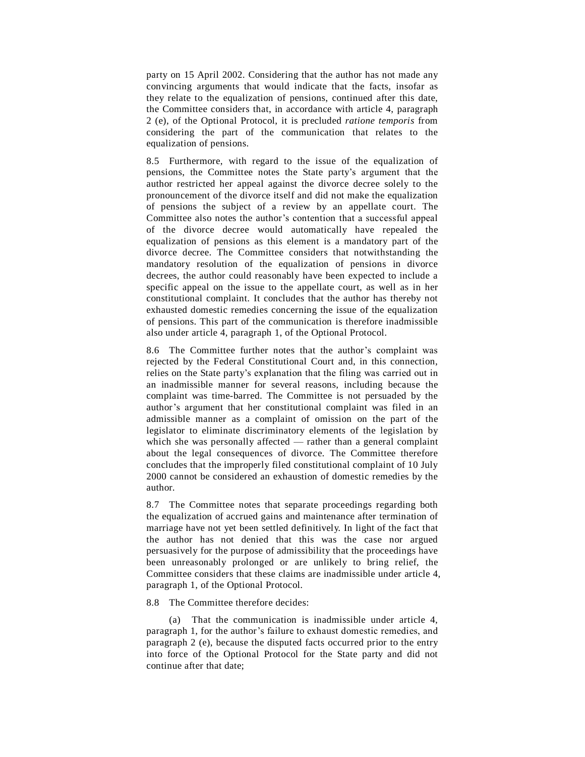party on 15 April 2002. Considering that the author has not made any convincing arguments that would indicate that the facts, insofar as they relate to the equalization of pensions, continued after this date, the Committee considers that, in accordance with article 4, paragraph 2 (e), of the Optional Protocol, it is precluded *ratione temporis* from considering the part of the communication that relates to the equalization of pensions.

8.5 Furthermore, with regard to the issue of the equalization of pensions, the Committee notes the State party's argument that the author restricted her appeal against the divorce decree solely to the pronouncement of the divorce itself and did not make the equalization of pensions the subject of a review by an appellate court. The Committee also notes the author's contention that a successful appeal of the divorce decree would automatically have repealed the equalization of pensions as this element is a mandatory part of the divorce decree. The Committee considers that notwithstanding the mandatory resolution of the equalization of pensions in divorce decrees, the author could reasonably have been expected to include a specific appeal on the issue to the appellate court, as well as in her constitutional complaint. It concludes that the author has thereby not exhausted domestic remedies concerning the issue of the equalization of pensions. This part of the communication is therefore inadmissible also under article 4, paragraph 1, of the Optional Protocol.

8.6 The Committee further notes that the author's complaint was rejected by the Federal Constitutional Court and, in this connection, relies on the State party's explanation that the filing was carried out in an inadmissible manner for several reasons, including because the complaint was time-barred. The Committee is not persuaded by the author's argument that her constitutional complaint was filed in an admissible manner as a complaint of omission on the part of the legislator to eliminate discriminatory elements of the legislation by which she was personally affected — rather than a general complaint about the legal consequences of divorce. The Committee therefore concludes that the improperly filed constitutional complaint of 10 July 2000 cannot be considered an exhaustion of domestic remedies by the author.

8.7 The Committee notes that separate proceedings regarding both the equalization of accrued gains and maintenance after termination of marriage have not yet been settled definitively. In light of the fact that the author has not denied that this was the case nor argued persuasively for the purpose of admissibility that the proceedings have been unreasonably prolonged or are unlikely to bring relief, the Committee considers that these claims are inadmissible under article 4, paragraph 1, of the Optional Protocol.

8.8 The Committee therefore decides:

(a) That the communication is inadmissible under article 4, paragraph 1, for the author's failure to exhaust domestic remedies, and paragraph 2 (e), because the disputed facts occurred prior to the entry into force of the Optional Protocol for the State party and did not continue after that date;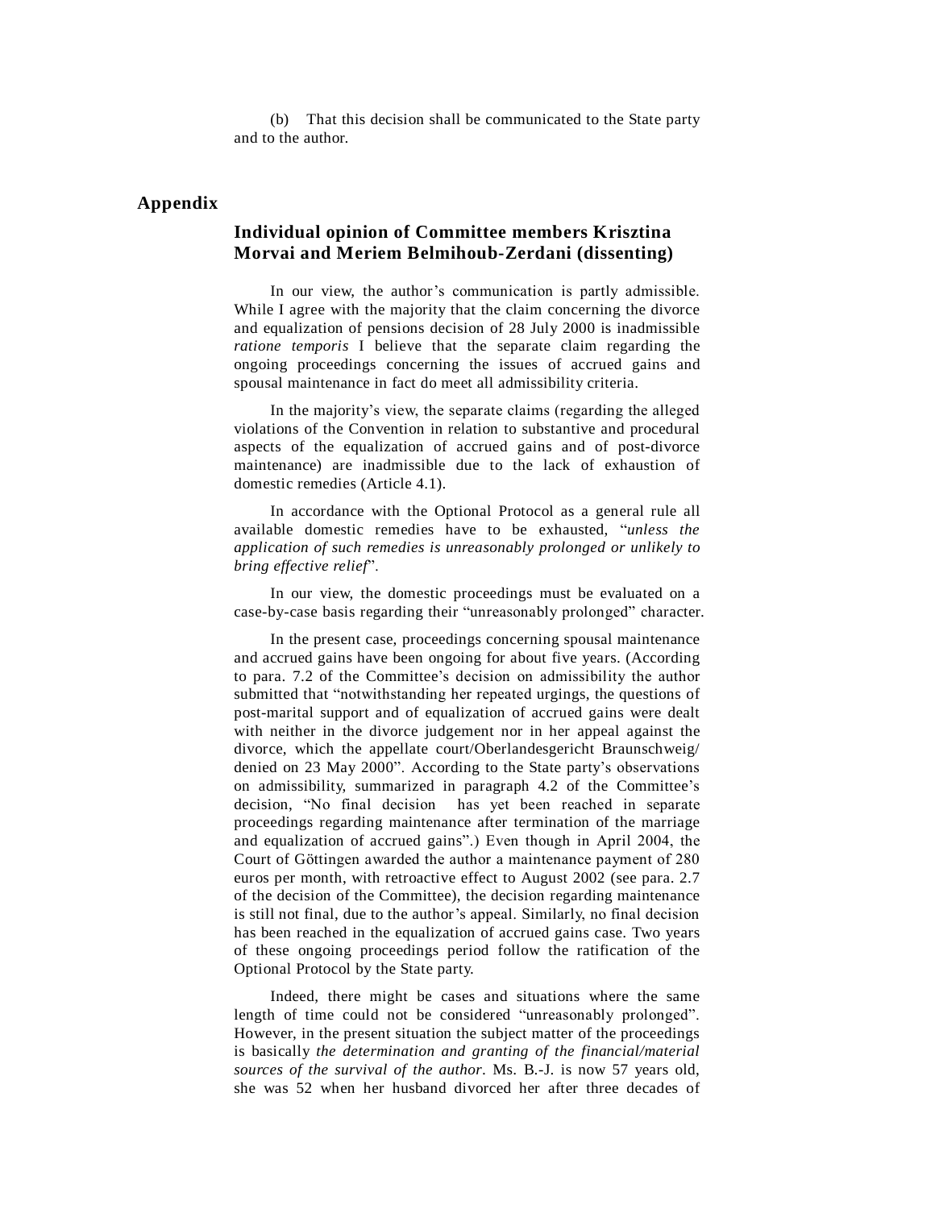(b) That this decision shall be communicated to the State party and to the author.

## Appendix

### Individual opinion of Committee members Krisztina Morvai and Meriem Belmihoub-Zerdani (dissenting)

In our view, the author's communication is partly admissible. While I agree with the majority that the claim concerning the divorce and equalization of pensions decision of 28 July 2000 is inadmissible *ratione temporis* I believe that the separate claim regarding the ongoing proceedings concerning the issues of accrued gains and spousal maintenance in fact do meet all admissibility criteria.

In the majority's view, the separate claims (regarding the alleged violations of the Convention in relation to substantive and procedural aspects of the equalization of accrued gains and of post-divorce maintenance) are inadmissible due to the lack of exhaustion of domestic remedies (Article 4.1).

In accordance with the Optional Protocol as a general rule all available domestic remedies have to be exhausted, "*unless the application of such remedies is unreasonably prolonged or unlikely to bring effective relief*".

In our view, the domestic proceedings must be evaluated on a case-by-case basis regarding their "unreasonably prolonged" character.

In the present case, proceedings concerning spousal maintenance and accrued gains have been ongoing for about five years. (According to para. 7.2 of the Committee's decision on admissibility the author submitted that "notwithstanding her repeated urgings, the questions of post-marital support and of equalization of accrued gains were dealt with neither in the divorce judgement nor in her appeal against the divorce, which the appellate court/Oberlandesgericht Braunschweig/ denied on 23 May 2000". According to the State party's observations on admissibility, summarized in paragraph 4.2 of the Committee's decision, "No final decision has yet been reached in separate proceedings regarding maintenance after termination of the marriage and equalization of accrued gains".) Even though in April 2004, the Court of Göttingen awarded the author a maintenance payment of 280 euros per month, with retroactive effect to August 2002 (see para. 2.7 of the decision of the Committee), the decision regarding maintenance is still not final, due to the author's appeal. Similarly, no final decision has been reached in the equalization of accrued gains case. Two years of these ongoing proceedings period follow the ratification of the Optional Protocol by the State party.

Indeed, there might be cases and situations where the same length of time could not be considered "unreasonably prolonged". However, in the present situation the subject matter of the proceedings is basically *the determination and granting of the financial/material sources of the survival of the author.* Ms. B.-J. is now 57 years old, she was 52 when her husband divorced her after three decades of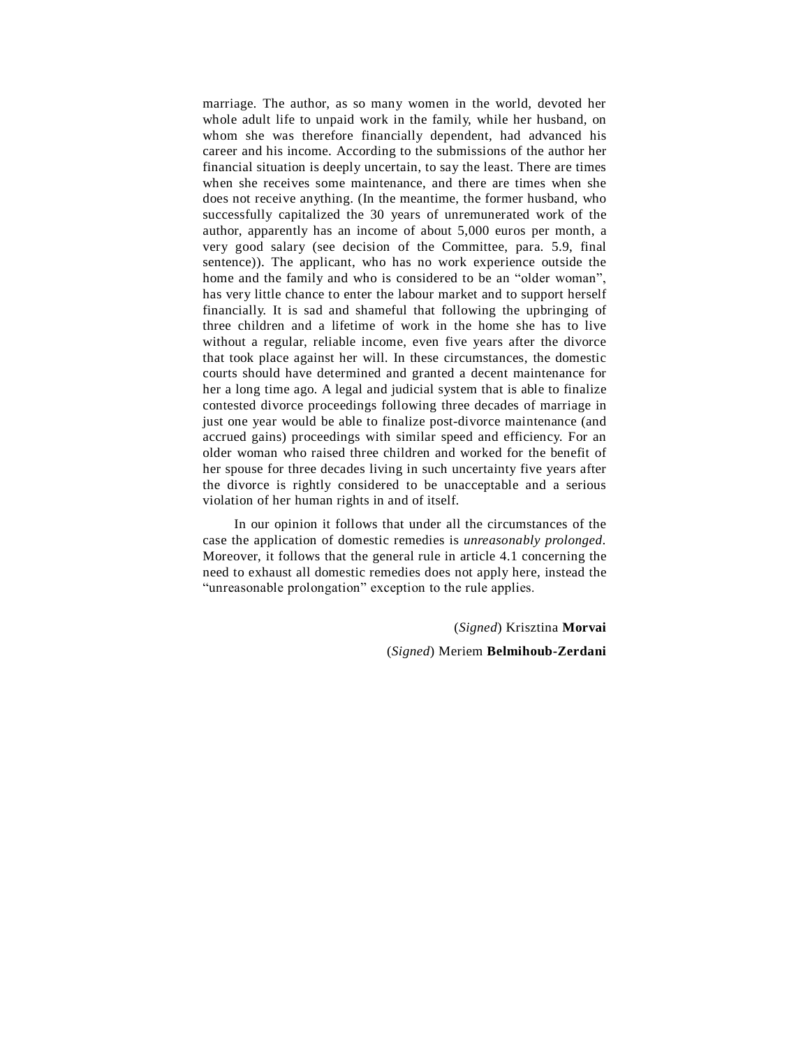marriage. The author, as so many women in the world, devoted her whole adult life to unpaid work in the family, while her husband, on whom she was therefore financially dependent, had advanced his career and his income. According to the submissions of the author her financial situation is deeply uncertain, to say the least. There are times when she receives some maintenance, and there are times when she does not receive anything. (In the meantime, the former husband, who successfully capitalized the 30 years of unremunerated work of the author, apparently has an income of about 5,000 euros per month, a very good salary (see decision of the Committee, para. 5.9, final sentence)). The applicant, who has no work experience outside the home and the family and who is considered to be an "older woman", has very little chance to enter the labour market and to support herself financially. It is sad and shameful that following the upbringing of three children and a lifetime of work in the home she has to live without a regular, reliable income, even five years after the divorce that took place against her will. In these circumstances, the domestic courts should have determined and granted a decent maintenance for her a long time ago. A legal and judicial system that is able to finalize contested divorce proceedings following three decades of marriage in just one year would be able to finalize post-divorce maintenance (and accrued gains) proceedings with similar speed and efficiency. For an older woman who raised three children and worked for the benefit of her spouse for three decades living in such uncertainty five years after the divorce is rightly considered to be unacceptable and a serious violation of her human rights in and of itself.

In our opinion it follows that under all the circumstances of the case the application of domestic remedies is *unreasonably prolonged*. Moreover, it follows that the general rule in article 4.1 concerning the need to exhaust all domestic remedies does not apply here, instead the "unreasonable prolongation" exception to the rule applies.

(*Signed*) Krisztina **Morvai**

(*Signed*) Meriem **Belmihoub-Zerdani**